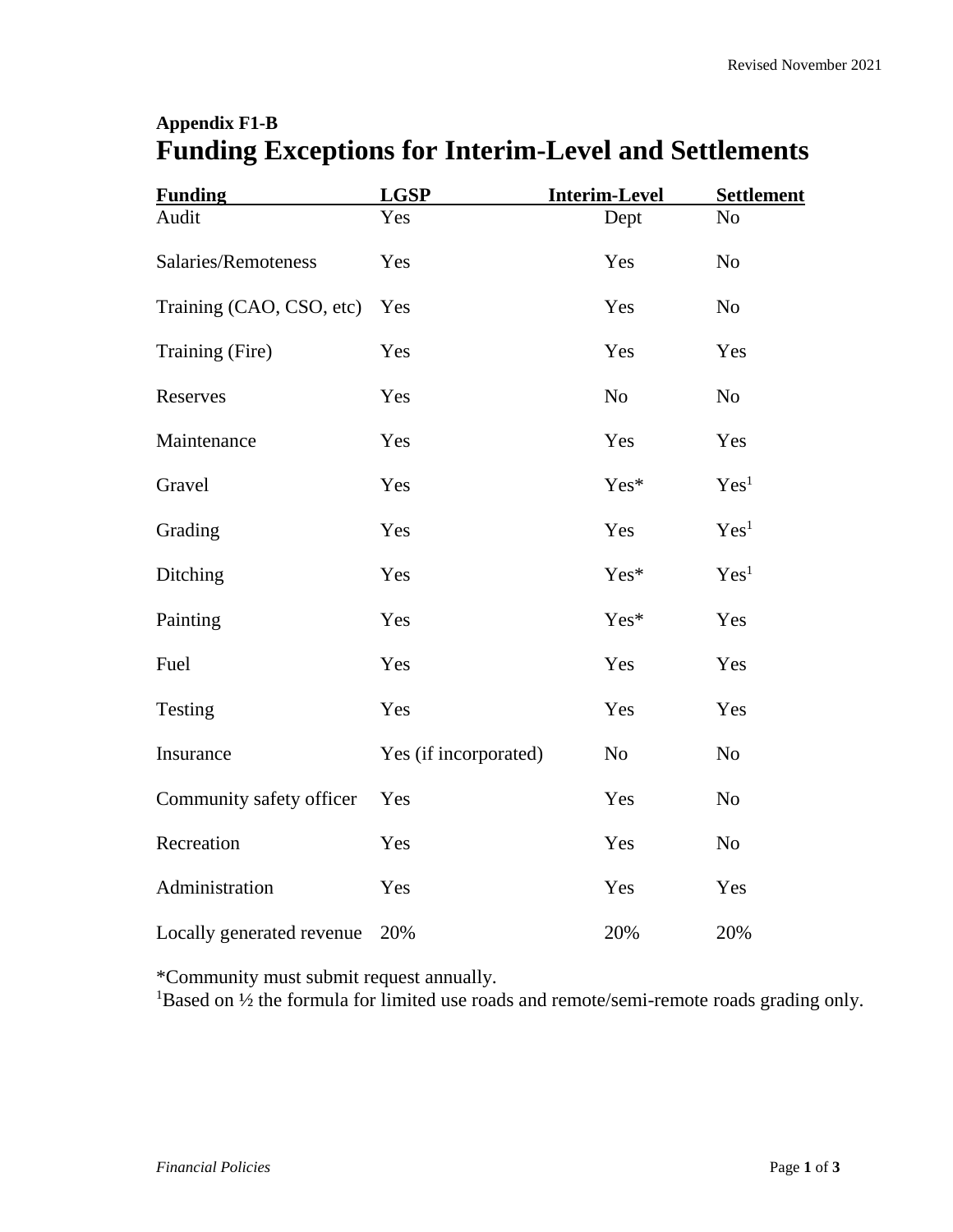**Appendix F1-B**

# Funding Exceptions for Interim-Level and Settlements

| Funding | LGSP | Interim-Level | Settlement |
|---|---|---|---|
| Audit | Yes | Dept | No |
| Salaries/Remoteness | Yes | Yes | No |
| Training (CAO, CSO, etc) | Yes | Yes | No |
| Training (Fire) | Yes | Yes | Yes |
| Reserves | Yes | No | No |
| Maintenance | Yes | Yes | Yes |
| Gravel | Yes | Yes* | Yes[1] |
| Grading | Yes | Yes | Yes[1] |
| Ditching | Yes | Yes* | Yes[1] |
| Painting | Yes | Yes* | Yes |
| Fuel | Yes | Yes | Yes |
| Testing | Yes | Yes | Yes |
| Insurance | Yes (if incorporated) | No | No |
| Community safety officer | Yes | Yes | No |
| Recreation | Yes | Yes | No |
| Administration | Yes | Yes | Yes |
| Locally generated revenue | 20% | 20% | 20% |

*Community must submit request annually.

[1]Based on ½ the formula for limited use roads and remote/semi-remote roads grading only.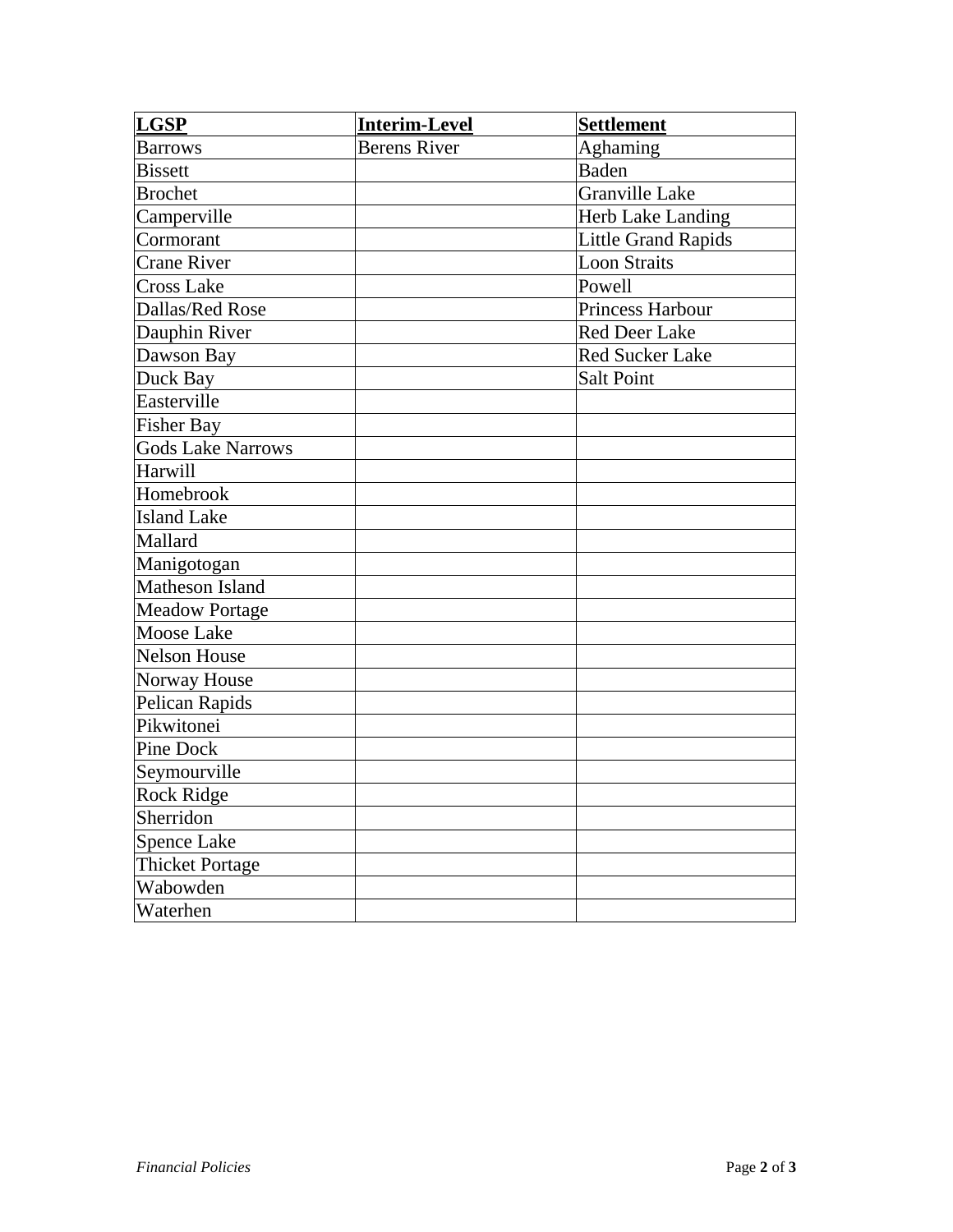| LGSP | Interim-Level | Settlement |
|---|---|---|
| Barrows | Berens River | Aghaming |
| Bissett | | Baden |
| Brochet | | Granville Lake |
| Camperville | | Herb Lake Landing |
| Cormorant | | Little Grand Rapids |
| Crane River | | Loon Straits |
| Cross Lake | | Powell |
| Dallas/Red Rose | | Princess Harbour |
| Dauphin River | | Red Deer Lake |
| Dawson Bay | | Red Sucker Lake |
| Duck Bay | | Salt Point |
| Easterville | | |
| Fisher Bay | | |
| Gods Lake Narrows | | |
| Harwill | | |
| Homebrook | | |
| Island Lake | | |
| Mallard | | |
| Manigotogan | | |
| Matheson Island | | |
| Meadow Portage | | |
| Moose Lake | | |
| Nelson House | | |
| Norway House | | |
| Pelican Rapids | | |
| Pikwitonei | | |
| Pine Dock | | |
| Seymourville | | |
| Rock Ridge | | |
| Sherridon | | |
| Spence Lake | | |
| Thicket Portage | | |
| Wabowden | | |
| Waterhen | | |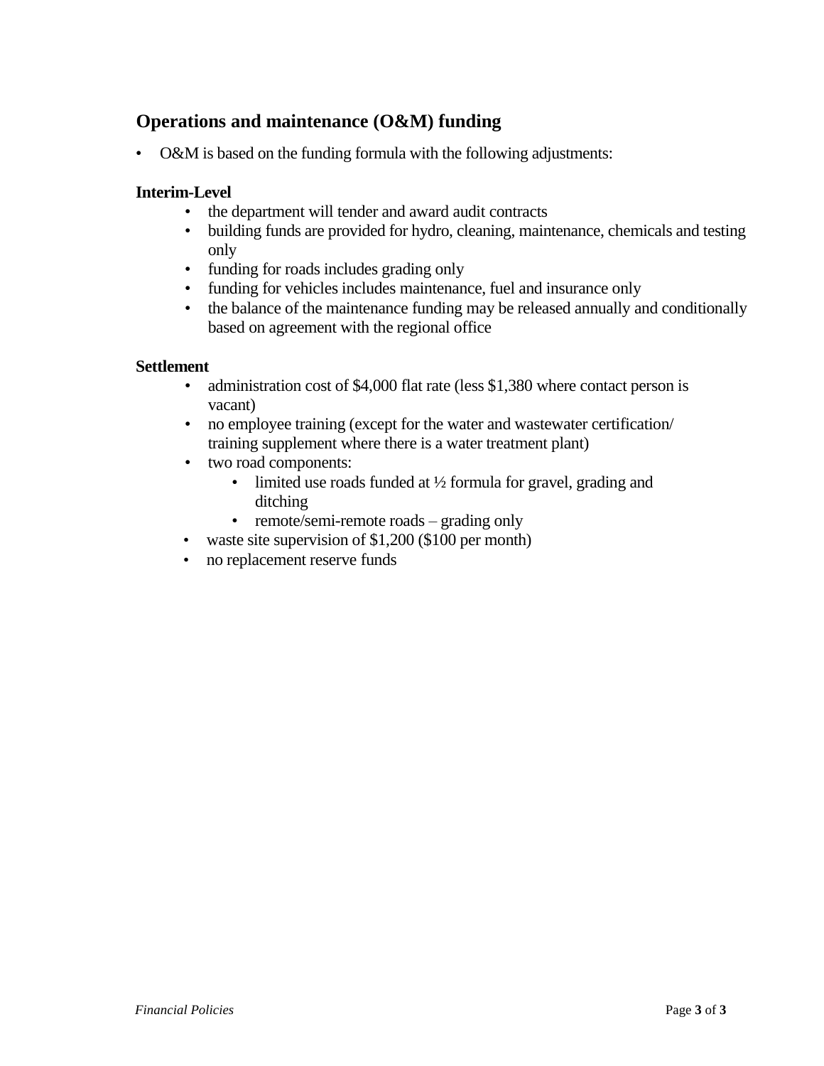## Operations and maintenance (O&M) funding

- O&M is based on the funding formula with the following adjustments:

**Interim-Level**

- the department will tender and award audit contracts
- building funds are provided for hydro, cleaning, maintenance, chemicals and testing only
- funding for roads includes grading only
- funding for vehicles includes maintenance, fuel and insurance only
- the balance of the maintenance funding may be released annually and conditionally based on agreement with the regional office

**Settlement**

- administration cost of $4,000 flat rate (less $1,380 where contact person is vacant)
- no employee training (except for the water and wastewater certification/ training supplement where there is a water treatment plant)
- two road components:
  - limited use roads funded at ½ formula for gravel, grading and ditching
  - remote/semi-remote roads – grading only
- waste site supervision of $1,200 ($100 per month)
- no replacement reserve funds